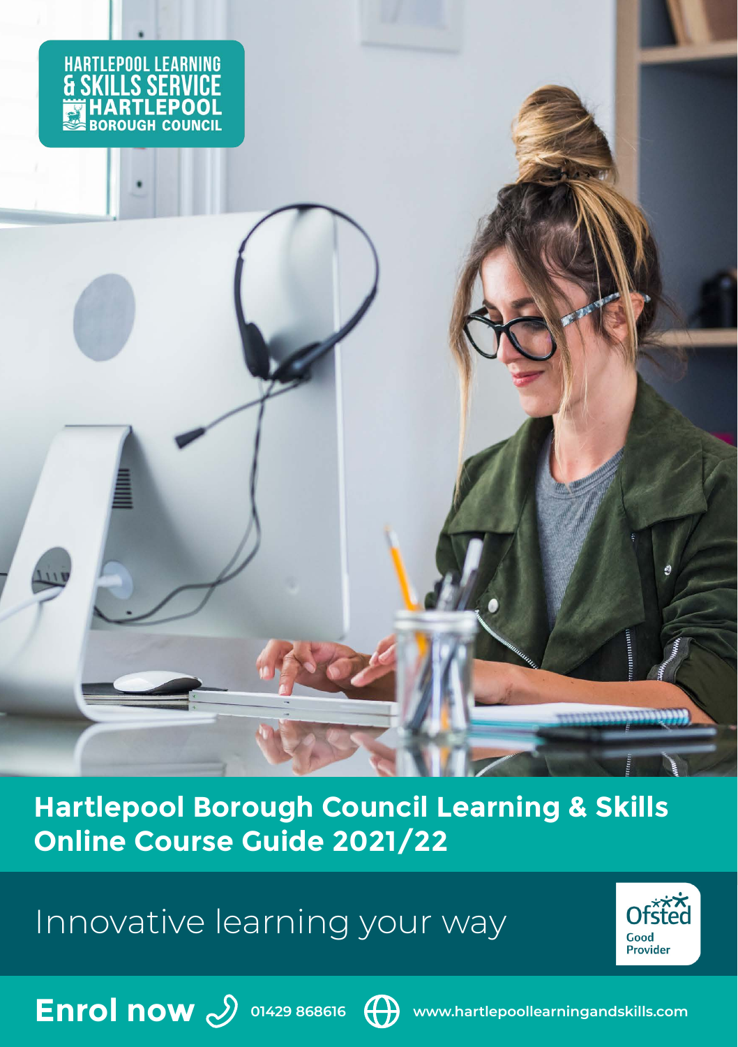HARTLEPOOL LEARNING & SKILLS SERVICE
HARTLEPOOL BOROUGH COUNCIL

# Hartlepool Borough Council Learning & Skills Online Course Guide 2021/22

## Innovative learning your way

Ofsted Good Provider

**Enrol now** 01429 868616 www.hartlepoollearningandskills.com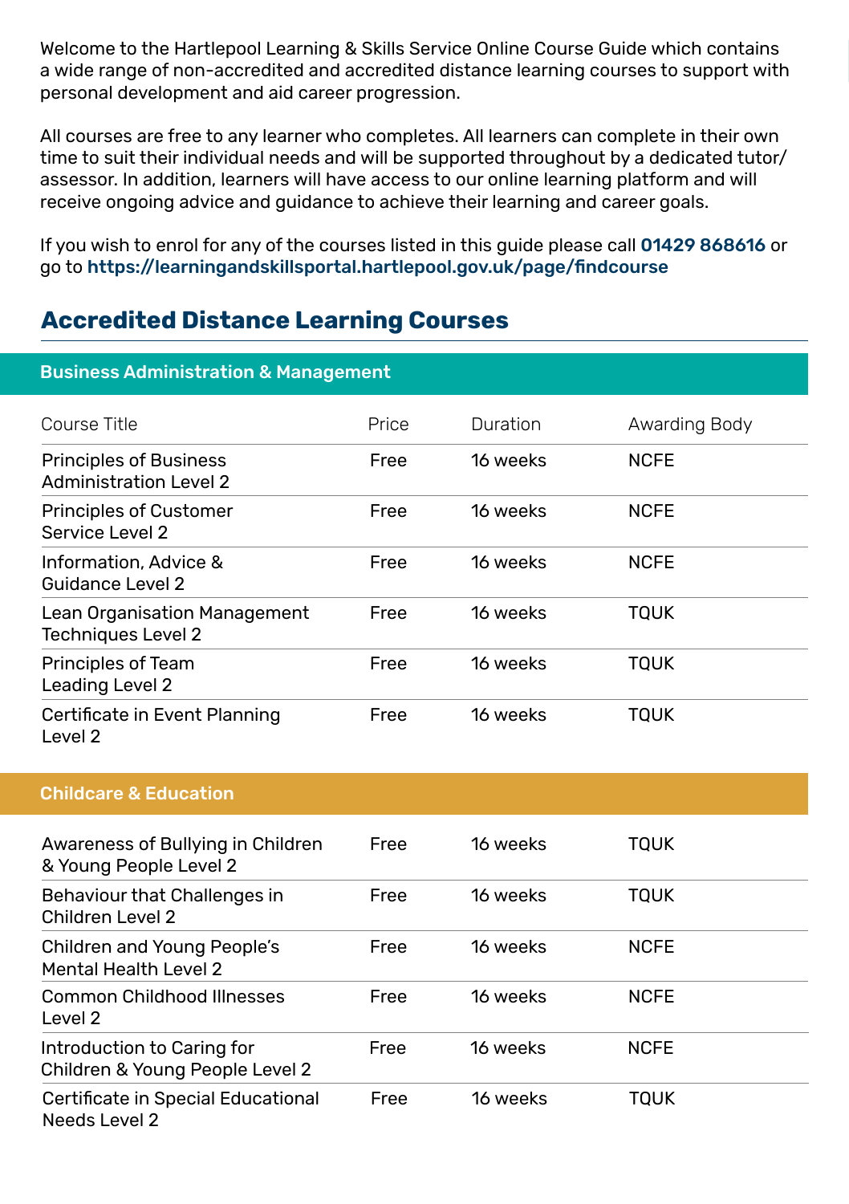Welcome to the Hartlepool Learning & Skills Service Online Course Guide which contains a wide range of non-accredited and accredited distance learning courses to support with personal development and aid career progression.

All courses are free to any learner who completes. All learners can complete in their own time to suit their individual needs and will be supported throughout by a dedicated tutor/assessor. In addition, learners will have access to our online learning platform and will receive ongoing advice and guidance to achieve their learning and career goals.

If you wish to enrol for any of the courses listed in this guide please call **01429 868616** or go to **https://learningandskillsportal.hartlepool.gov.uk/page/findcourse**

## Accredited Distance Learning Courses

### Business Administration & Management

| Course Title | Price | Duration | Awarding Body |
|---|---|---|---|
| Principles of Business Administration Level 2 | Free | 16 weeks | NCFE |
| Principles of Customer Service Level 2 | Free | 16 weeks | NCFE |
| Information, Advice & Guidance Level 2 | Free | 16 weeks | NCFE |
| Lean Organisation Management Techniques Level 2 | Free | 16 weeks | TQUK |
| Principles of Team Leading Level 2 | Free | 16 weeks | TQUK |
| Certificate in Event Planning Level 2 | Free | 16 weeks | TQUK |

### Childcare & Education

| Course Title | Price | Duration | Awarding Body |
|---|---|---|---|
| Awareness of Bullying in Children & Young People Level 2 | Free | 16 weeks | TQUK |
| Behaviour that Challenges in Children Level 2 | Free | 16 weeks | TQUK |
| Children and Young People's Mental Health Level 2 | Free | 16 weeks | NCFE |
| Common Childhood Illnesses Level 2 | Free | 16 weeks | NCFE |
| Introduction to Caring for Children & Young People Level 2 | Free | 16 weeks | NCFE |
| Certificate in Special Educational Needs Level 2 | Free | 16 weeks | TQUK |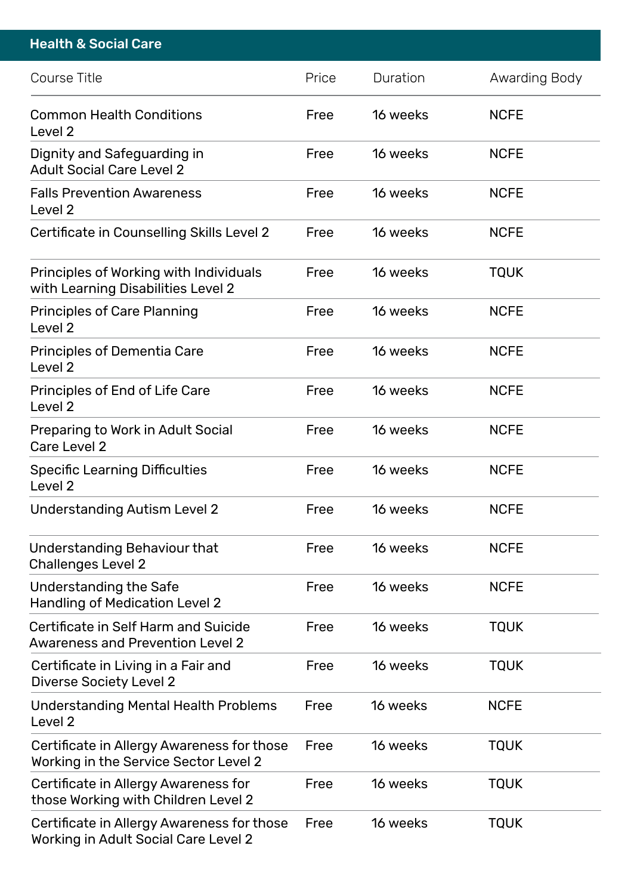## Health & Social Care

| Course Title | Price | Duration | Awarding Body |
| --- | --- | --- | --- |
| Common Health Conditions Level 2 | Free | 16 weeks | NCFE |
| Dignity and Safeguarding in Adult Social Care Level 2 | Free | 16 weeks | NCFE |
| Falls Prevention Awareness Level 2 | Free | 16 weeks | NCFE |
| Certificate in Counselling Skills Level 2 | Free | 16 weeks | NCFE |
| Principles of Working with Individuals with Learning Disabilities Level 2 | Free | 16 weeks | TQUK |
| Principles of Care Planning Level 2 | Free | 16 weeks | NCFE |
| Principles of Dementia Care Level 2 | Free | 16 weeks | NCFE |
| Principles of End of Life Care Level 2 | Free | 16 weeks | NCFE |
| Preparing to Work in Adult Social Care Level 2 | Free | 16 weeks | NCFE |
| Specific Learning Difficulties Level 2 | Free | 16 weeks | NCFE |
| Understanding Autism Level 2 | Free | 16 weeks | NCFE |
| Understanding Behaviour that Challenges Level 2 | Free | 16 weeks | NCFE |
| Understanding the Safe Handling of Medication Level 2 | Free | 16 weeks | NCFE |
| Certificate in Self Harm and Suicide Awareness and Prevention Level 2 | Free | 16 weeks | TQUK |
| Certificate in Living in a Fair and Diverse Society Level 2 | Free | 16 weeks | TQUK |
| Understanding Mental Health Problems Level 2 | Free | 16 weeks | NCFE |
| Certificate in Allergy Awareness for those Working in the Service Sector Level 2 | Free | 16 weeks | TQUK |
| Certificate in Allergy Awareness for those Working with Children Level 2 | Free | 16 weeks | TQUK |
| Certificate in Allergy Awareness for those Working in Adult Social Care Level 2 | Free | 16 weeks | TQUK |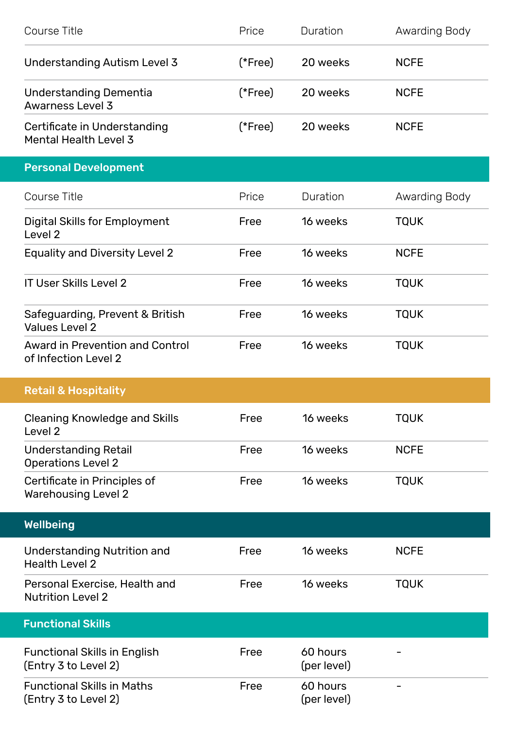| Course Title | Price | Duration | Awarding Body |
|---|---|---|---|
| Understanding Autism Level 3 | (*Free) | 20 weeks | NCFE |
| Understanding Dementia Awarness Level 3 | (*Free) | 20 weeks | NCFE |
| Certificate in Understanding Mental Health Level 3 | (*Free) | 20 weeks | NCFE |

## Personal Development

| Course Title | Price | Duration | Awarding Body |
|---|---|---|---|
| Digital Skills for Employment Level 2 | Free | 16 weeks | TQUK |
| Equality and Diversity Level 2 | Free | 16 weeks | NCFE |
| IT User Skills Level 2 | Free | 16 weeks | TQUK |
| Safeguarding, Prevent & British Values Level 2 | Free | 16 weeks | TQUK |
| Award in Prevention and Control of Infection Level 2 | Free | 16 weeks | TQUK |

## Retail & Hospitality

| Course Title | Price | Duration | Awarding Body |
|---|---|---|---|
| Cleaning Knowledge and Skills Level 2 | Free | 16 weeks | TQUK |
| Understanding Retail Operations Level 2 | Free | 16 weeks | NCFE |
| Certificate in Principles of Warehousing Level 2 | Free | 16 weeks | TQUK |

## Wellbeing

| Course Title | Price | Duration | Awarding Body |
|---|---|---|---|
| Understanding Nutrition and Health Level 2 | Free | 16 weeks | NCFE |
| Personal Exercise, Health and Nutrition Level 2 | Free | 16 weeks | TQUK |

## Functional Skills

| Course Title | Price | Duration | Awarding Body |
|---|---|---|---|
| Functional Skills in English (Entry 3 to Level 2) | Free | 60 hours (per level) | - |
| Functional Skills in Maths (Entry 3 to Level 2) | Free | 60 hours (per level) | - |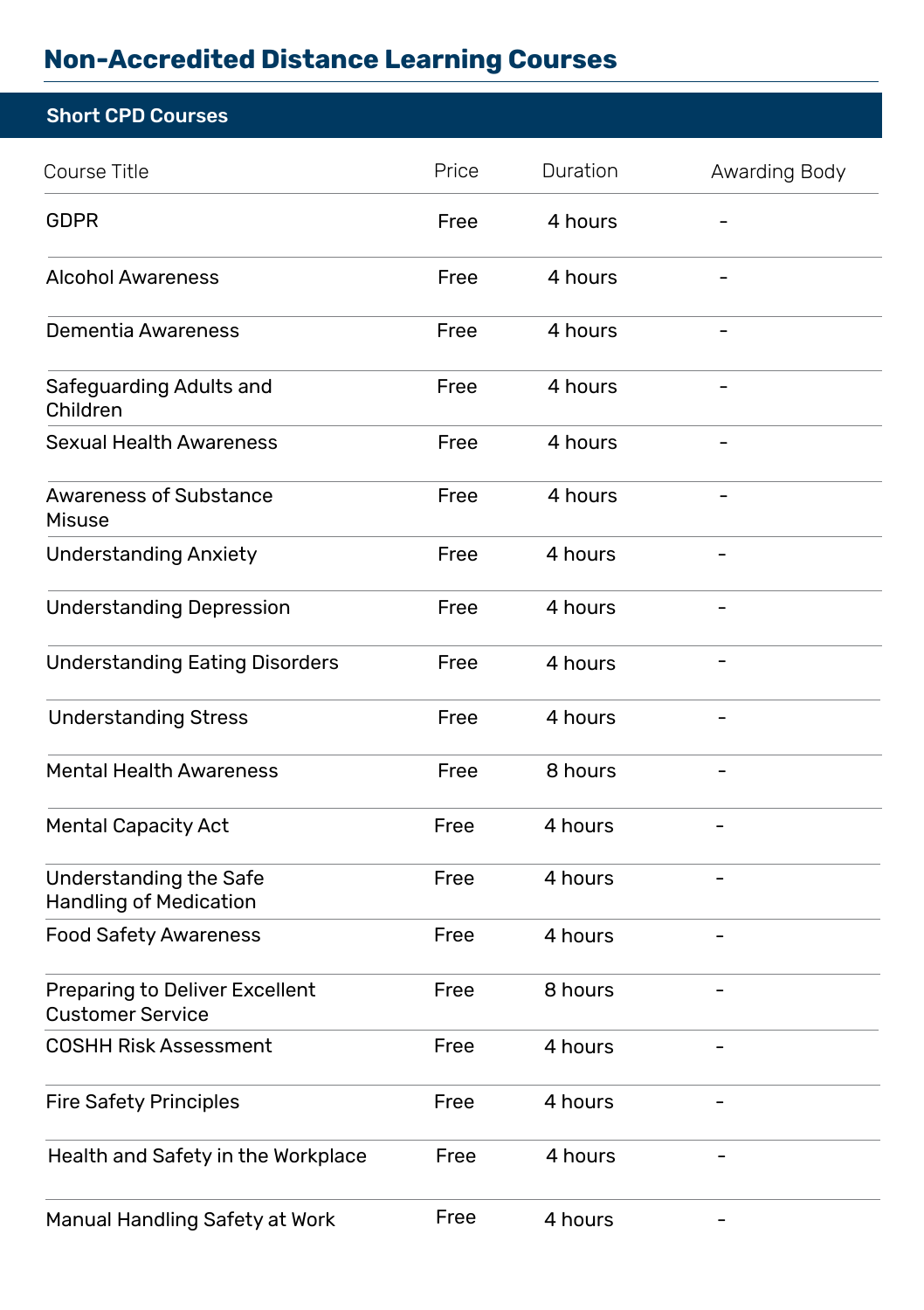# Non-Accredited Distance Learning Courses

## Short CPD Courses

| Course Title | Price | Duration | Awarding Body |
|---|---|---|---|
| GDPR | Free | 4 hours | - |
| Alcohol Awareness | Free | 4 hours | - |
| Dementia Awareness | Free | 4 hours | - |
| Safeguarding Adults and Children | Free | 4 hours | - |
| Sexual Health Awareness | Free | 4 hours | - |
| Awareness of Substance Misuse | Free | 4 hours | - |
| Understanding Anxiety | Free | 4 hours | - |
| Understanding Depression | Free | 4 hours | - |
| Understanding Eating Disorders | Free | 4 hours | - |
| Understanding Stress | Free | 4 hours | - |
| Mental Health Awareness | Free | 8 hours | - |
| Mental Capacity Act | Free | 4 hours | - |
| Understanding the Safe Handling of Medication | Free | 4 hours | - |
| Food Safety Awareness | Free | 4 hours | - |
| Preparing to Deliver Excellent Customer Service | Free | 8 hours | - |
| COSHH Risk Assessment | Free | 4 hours | - |
| Fire Safety Principles | Free | 4 hours | - |
| Health and Safety in the Workplace | Free | 4 hours | - |
| Manual Handling Safety at Work | Free | 4 hours | - |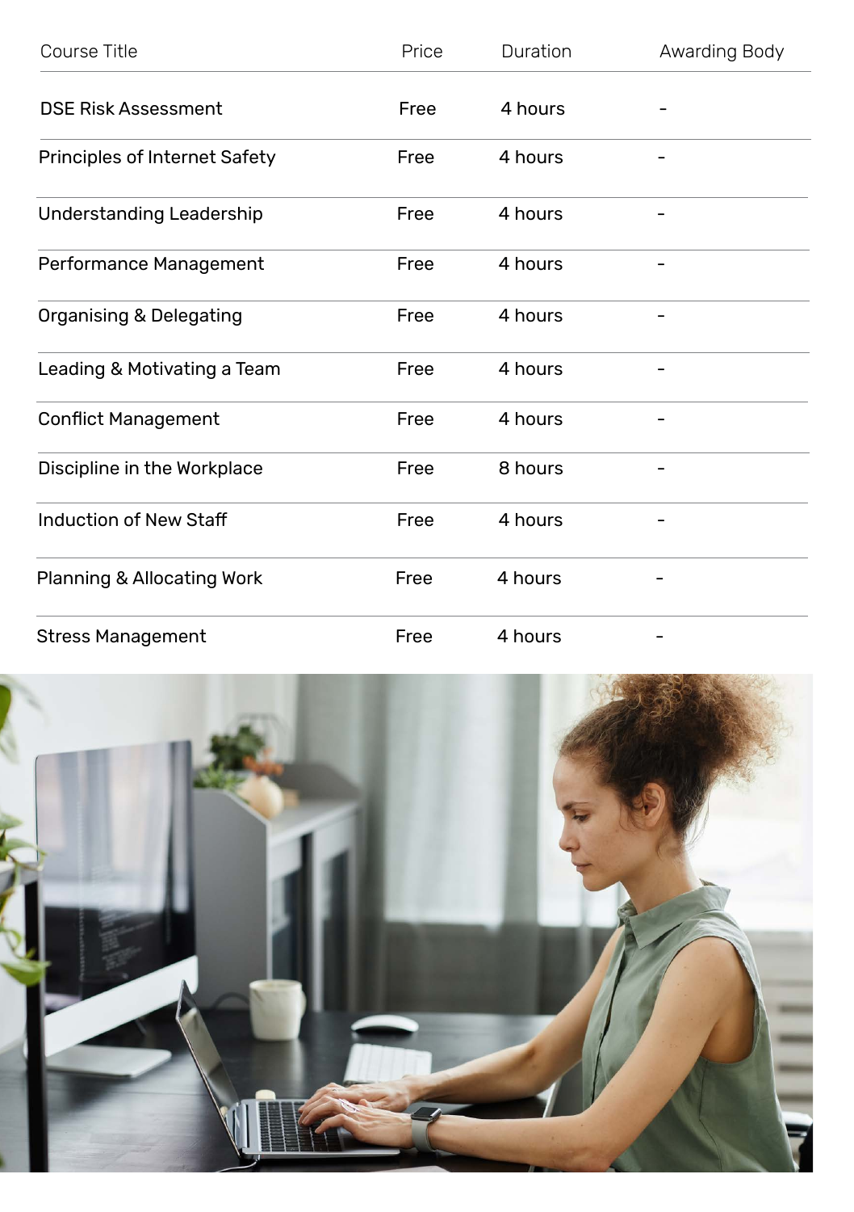| Course Title | Price | Duration | Awarding Body |
|---|---|---|---|
| DSE Risk Assessment | Free | 4 hours | - |
| Principles of Internet Safety | Free | 4 hours | - |
| Understanding Leadership | Free | 4 hours | - |
| Performance Management | Free | 4 hours | - |
| Organising & Delegating | Free | 4 hours | - |
| Leading & Motivating a Team | Free | 4 hours | - |
| Conflict Management | Free | 4 hours | - |
| Discipline in the Workplace | Free | 8 hours | - |
| Induction of New Staff | Free | 4 hours | - |
| Planning & Allocating Work | Free | 4 hours | - |
| Stress Management | Free | 4 hours | - |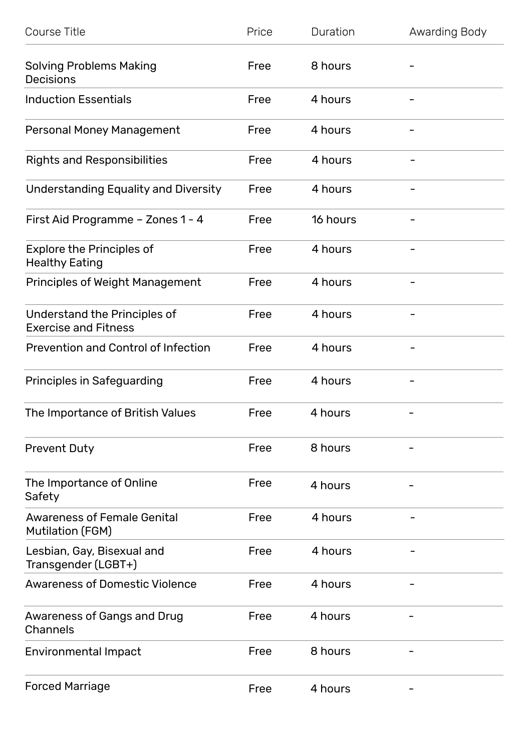| Course Title | Price | Duration | Awarding Body |
|---|---|---|---|
| Solving Problems Making Decisions | Free | 8 hours | - |
| Induction Essentials | Free | 4 hours | - |
| Personal Money Management | Free | 4 hours | - |
| Rights and Responsibilities | Free | 4 hours | - |
| Understanding Equality and Diversity | Free | 4 hours | - |
| First Aid Programme – Zones 1 - 4 | Free | 16 hours | - |
| Explore the Principles of Healthy Eating | Free | 4 hours | - |
| Principles of Weight Management | Free | 4 hours | - |
| Understand the Principles of Exercise and Fitness | Free | 4 hours | - |
| Prevention and Control of Infection | Free | 4 hours | - |
| Principles in Safeguarding | Free | 4 hours | - |
| The Importance of British Values | Free | 4 hours | - |
| Prevent Duty | Free | 8 hours | - |
| The Importance of Online Safety | Free | 4 hours | - |
| Awareness of Female Genital Mutilation (FGM) | Free | 4 hours | - |
| Lesbian, Gay, Bisexual and Transgender (LGBT+) | Free | 4 hours | - |
| Awareness of Domestic Violence | Free | 4 hours | - |
| Awareness of Gangs and Drug Channels | Free | 4 hours | - |
| Environmental Impact | Free | 8 hours | - |
| Forced Marriage | Free | 4 hours | - |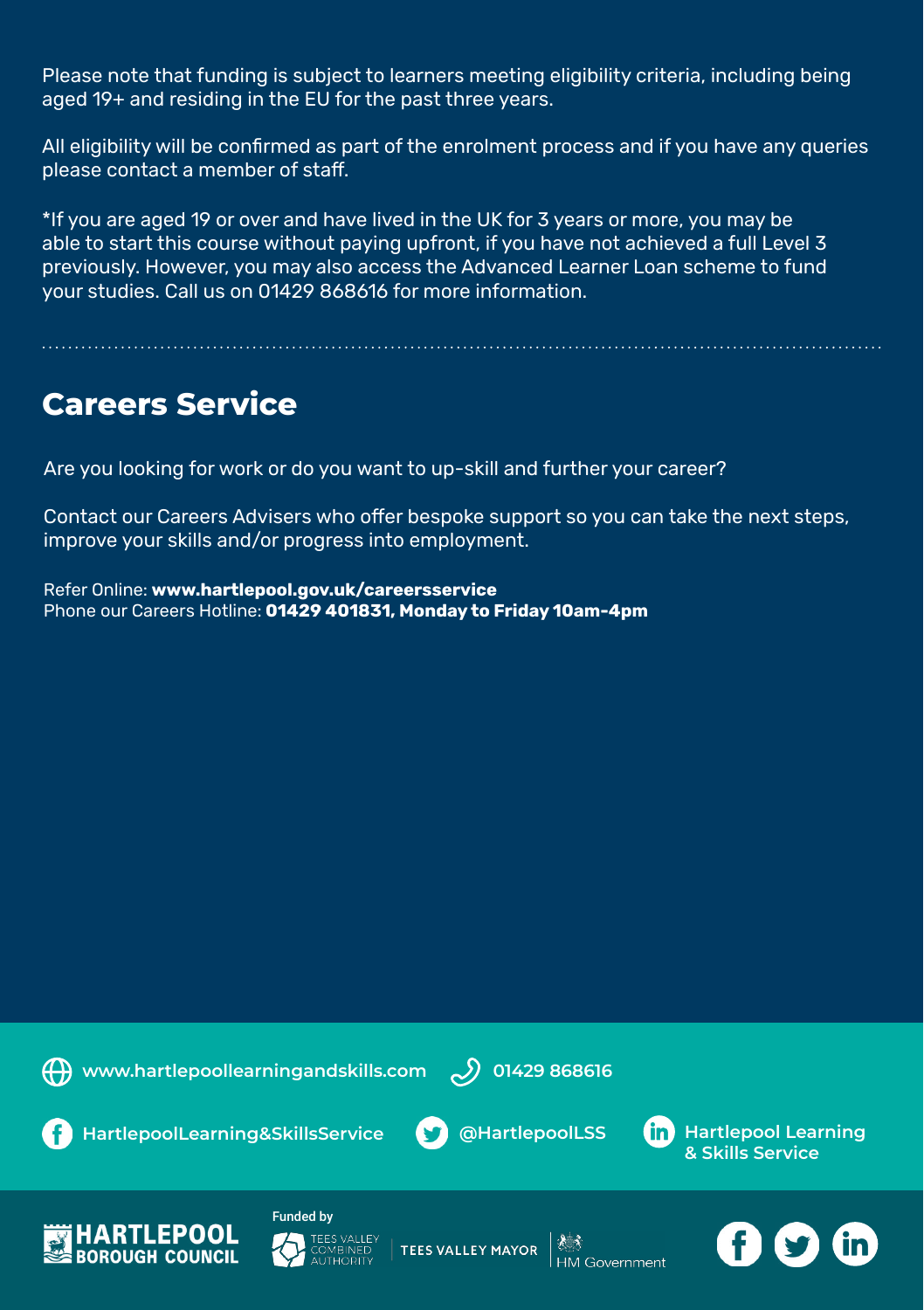Please note that funding is subject to learners meeting eligibility criteria, including being aged 19+ and residing in the EU for the past three years.

All eligibility will be confirmed as part of the enrolment process and if you have any queries please contact a member of staff.

*If you are aged 19 or over and have lived in the UK for 3 years or more, you may be able to start this course without paying upfront, if you have not achieved a full Level 3 previously. However, you may also access the Advanced Learner Loan scheme to fund your studies. Call us on 01429 868616 for more information.

## Careers Service

Are you looking for work or do you want to up-skill and further your career?

Contact our Careers Advisers who offer bespoke support so you can take the next steps, improve your skills and/or progress into employment.

Refer Online: **www.hartlepool.gov.uk/careersservice**
Phone our Careers Hotline: **01429 401831, Monday to Friday 10am-4pm**

www.hartlepoollearningandskills.com

01429 868616

HartlepoolLearning&SkillsService

@HartlepoolLSS

Hartlepool Learning & Skills Service

HARTLEPOOL BOROUGH COUNCIL

Funded by

TEES VALLEY COMBINED AUTHORITY

TEES VALLEY MAYOR

HM Government